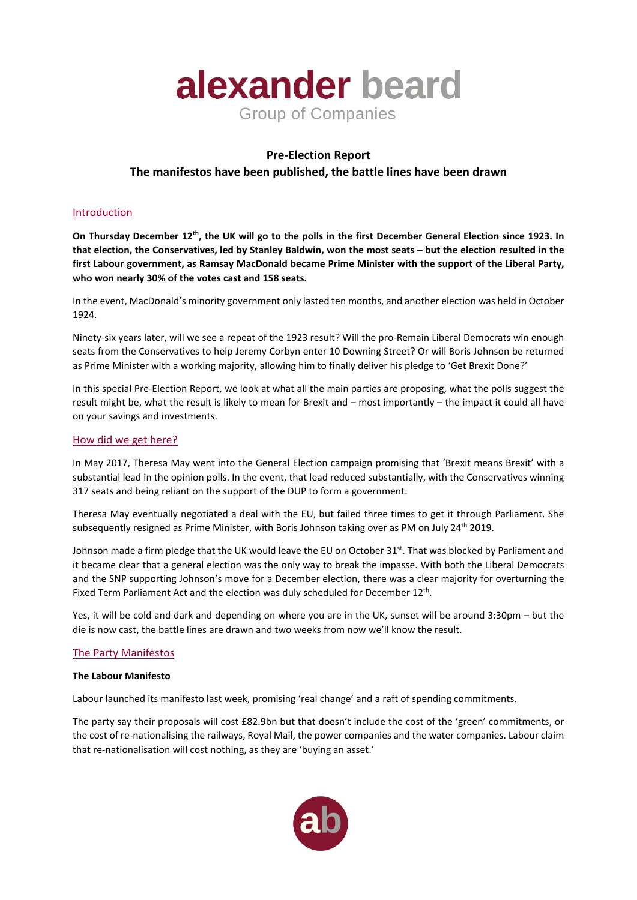# alexander beard

Group of Companies

## Pre-Election Report

## The manifestos have been published, the battle lines have been drawn

### Introduction

**On Thursday December 12th, the UK will go to the polls in the first December General Election since 1923. In that election, the Conservatives, led by Stanley Baldwin, won the most seats – but the election resulted in the first Labour government, as Ramsay MacDonald became Prime Minister with the support of the Liberal Party, who won nearly 30% of the votes cast and 158 seats.**

In the event, MacDonald's minority government only lasted ten months, and another election was held in October 1924.

Ninety-six years later, will we see a repeat of the 1923 result? Will the pro-Remain Liberal Democrats win enough seats from the Conservatives to help Jeremy Corbyn enter 10 Downing Street? Or will Boris Johnson be returned as Prime Minister with a working majority, allowing him to finally deliver his pledge to 'Get Brexit Done?'

In this special Pre-Election Report, we look at what all the main parties are proposing, what the polls suggest the result might be, what the result is likely to mean for Brexit and – most importantly – the impact it could all have on your savings and investments.

### How did we get here?

In May 2017, Theresa May went into the General Election campaign promising that 'Brexit means Brexit' with a substantial lead in the opinion polls. In the event, that lead reduced substantially, with the Conservatives winning 317 seats and being reliant on the support of the DUP to form a government.

Theresa May eventually negotiated a deal with the EU, but failed three times to get it through Parliament. She subsequently resigned as Prime Minister, with Boris Johnson taking over as PM on July 24th 2019.

Johnson made a firm pledge that the UK would leave the EU on October 31st. That was blocked by Parliament and it became clear that a general election was the only way to break the impasse. With both the Liberal Democrats and the SNP supporting Johnson's move for a December election, there was a clear majority for overturning the Fixed Term Parliament Act and the election was duly scheduled for December 12th.

Yes, it will be cold and dark and depending on where you are in the UK, sunset will be around 3:30pm – but the die is now cast, the battle lines are drawn and two weeks from now we'll know the result.

### The Party Manifestos

#### The Labour Manifesto

Labour launched its manifesto last week, promising 'real change' and a raft of spending commitments.

The party say their proposals will cost £82.9bn but that doesn't include the cost of the 'green' commitments, or the cost of re-nationalising the railways, Royal Mail, the power companies and the water companies. Labour claim that re-nationalisation will cost nothing, as they are 'buying an asset.'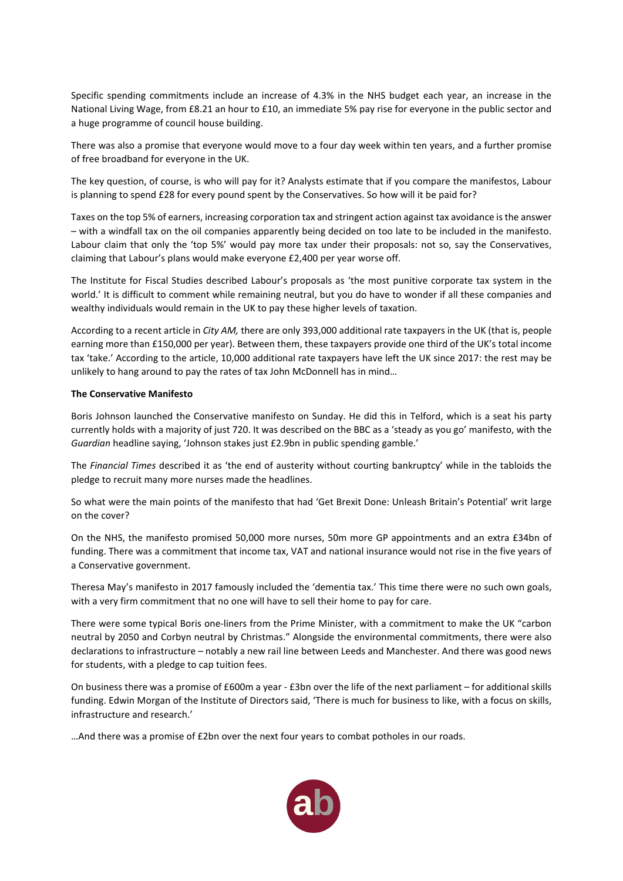Specific spending commitments include an increase of 4.3% in the NHS budget each year, an increase in the National Living Wage, from £8.21 an hour to £10, an immediate 5% pay rise for everyone in the public sector and a huge programme of council house building.

There was also a promise that everyone would move to a four day week within ten years, and a further promise of free broadband for everyone in the UK.

The key question, of course, is who will pay for it? Analysts estimate that if you compare the manifestos, Labour is planning to spend £28 for every pound spent by the Conservatives. So how will it be paid for?

Taxes on the top 5% of earners, increasing corporation tax and stringent action against tax avoidance is the answer – with a windfall tax on the oil companies apparently being decided on too late to be included in the manifesto. Labour claim that only the 'top 5%' would pay more tax under their proposals: not so, say the Conservatives, claiming that Labour's plans would make everyone £2,400 per year worse off.

The Institute for Fiscal Studies described Labour's proposals as 'the most punitive corporate tax system in the world.' It is difficult to comment while remaining neutral, but you do have to wonder if all these companies and wealthy individuals would remain in the UK to pay these higher levels of taxation.

According to a recent article in *City AM,* there are only 393,000 additional rate taxpayers in the UK (that is, people earning more than £150,000 per year). Between them, these taxpayers provide one third of the UK's total income tax 'take.' According to the article, 10,000 additional rate taxpayers have left the UK since 2017: the rest may be unlikely to hang around to pay the rates of tax John McDonnell has in mind…

**The Conservative Manifesto**

Boris Johnson launched the Conservative manifesto on Sunday. He did this in Telford, which is a seat his party currently holds with a majority of just 720. It was described on the BBC as a 'steady as you go' manifesto, with the *Guardian* headline saying, 'Johnson stakes just £2.9bn in public spending gamble.'

The *Financial Times* described it as 'the end of austerity without courting bankruptcy' while in the tabloids the pledge to recruit many more nurses made the headlines.

So what were the main points of the manifesto that had 'Get Brexit Done: Unleash Britain's Potential' writ large on the cover?

On the NHS, the manifesto promised 50,000 more nurses, 50m more GP appointments and an extra £34bn of funding. There was a commitment that income tax, VAT and national insurance would not rise in the five years of a Conservative government.

Theresa May's manifesto in 2017 famously included the 'dementia tax.' This time there were no such own goals, with a very firm commitment that no one will have to sell their home to pay for care.

There were some typical Boris one-liners from the Prime Minister, with a commitment to make the UK "carbon neutral by 2050 and Corbyn neutral by Christmas." Alongside the environmental commitments, there were also declarations to infrastructure – notably a new rail line between Leeds and Manchester. And there was good news for students, with a pledge to cap tuition fees.

On business there was a promise of £600m a year - £3bn over the life of the next parliament – for additional skills funding. Edwin Morgan of the Institute of Directors said, 'There is much for business to like, with a focus on skills, infrastructure and research.'

…And there was a promise of £2bn over the next four years to combat potholes in our roads.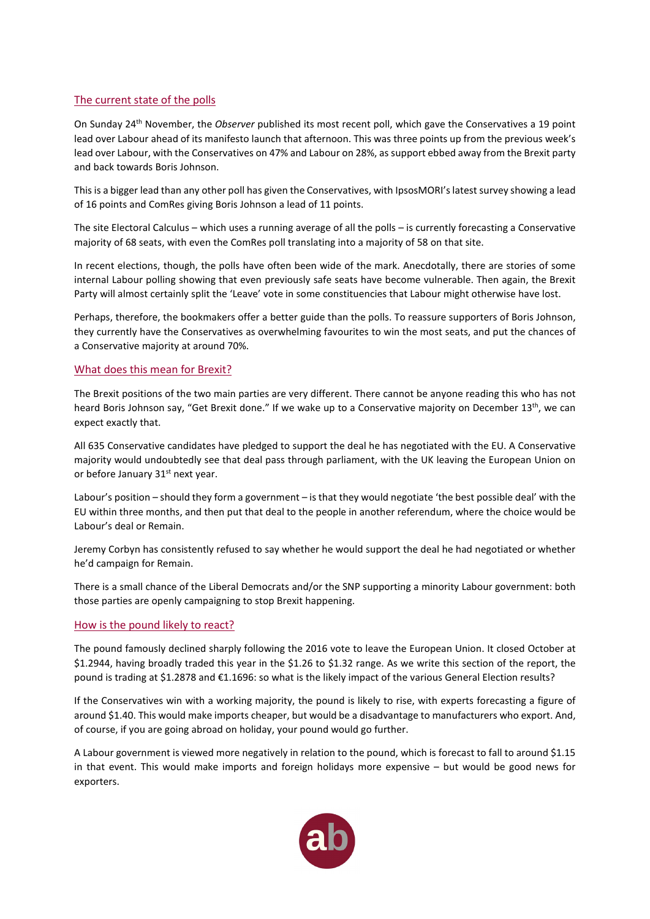## The current state of the polls

On Sunday 24th November, the *Observer* published its most recent poll, which gave the Conservatives a 19 point lead over Labour ahead of its manifesto launch that afternoon. This was three points up from the previous week's lead over Labour, with the Conservatives on 47% and Labour on 28%, as support ebbed away from the Brexit party and back towards Boris Johnson.

This is a bigger lead than any other poll has given the Conservatives, with IpsosMORI's latest survey showing a lead of 16 points and ComRes giving Boris Johnson a lead of 11 points.

The site Electoral Calculus – which uses a running average of all the polls – is currently forecasting a Conservative majority of 68 seats, with even the ComRes poll translating into a majority of 58 on that site.

In recent elections, though, the polls have often been wide of the mark. Anecdotally, there are stories of some internal Labour polling showing that even previously safe seats have become vulnerable. Then again, the Brexit Party will almost certainly split the 'Leave' vote in some constituencies that Labour might otherwise have lost.

Perhaps, therefore, the bookmakers offer a better guide than the polls. To reassure supporters of Boris Johnson, they currently have the Conservatives as overwhelming favourites to win the most seats, and put the chances of a Conservative majority at around 70%.

## What does this mean for Brexit?

The Brexit positions of the two main parties are very different. There cannot be anyone reading this who has not heard Boris Johnson say, "Get Brexit done." If we wake up to a Conservative majority on December 13th, we can expect exactly that.

All 635 Conservative candidates have pledged to support the deal he has negotiated with the EU. A Conservative majority would undoubtedly see that deal pass through parliament, with the UK leaving the European Union on or before January 31st next year.

Labour's position – should they form a government – is that they would negotiate 'the best possible deal' with the EU within three months, and then put that deal to the people in another referendum, where the choice would be Labour's deal or Remain.

Jeremy Corbyn has consistently refused to say whether he would support the deal he had negotiated or whether he'd campaign for Remain.

There is a small chance of the Liberal Democrats and/or the SNP supporting a minority Labour government: both those parties are openly campaigning to stop Brexit happening.

## How is the pound likely to react?

The pound famously declined sharply following the 2016 vote to leave the European Union. It closed October at $1.2944, having broadly traded this year in the $1.26 to $1.32 range. As we write this section of the report, the pound is trading at $1.2878 and €1.1696: so what is the likely impact of the various General Election results?

If the Conservatives win with a working majority, the pound is likely to rise, with experts forecasting a figure of around $1.40. This would make imports cheaper, but would be a disadvantage to manufacturers who export. And, of course, if you are going abroad on holiday, your pound would go further.

A Labour government is viewed more negatively in relation to the pound, which is forecast to fall to around $1.15 in that event. This would make imports and foreign holidays more expensive – but would be good news for exporters.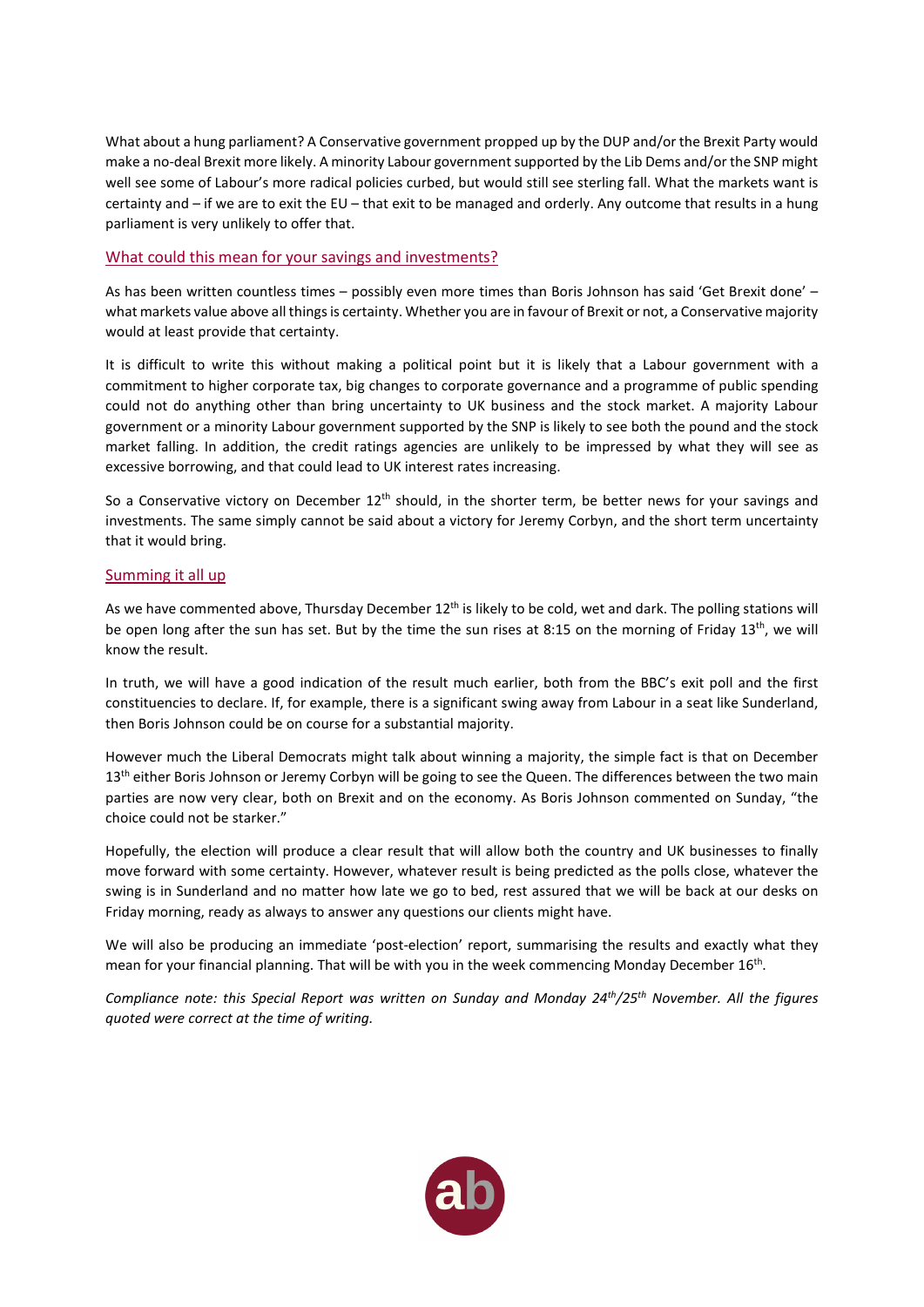What about a hung parliament? A Conservative government propped up by the DUP and/or the Brexit Party would make a no-deal Brexit more likely. A minority Labour government supported by the Lib Dems and/or the SNP might well see some of Labour's more radical policies curbed, but would still see sterling fall. What the markets want is certainty and – if we are to exit the EU – that exit to be managed and orderly. Any outcome that results in a hung parliament is very unlikely to offer that.

## What could this mean for your savings and investments?

As has been written countless times – possibly even more times than Boris Johnson has said 'Get Brexit done' – what markets value above all things is certainty. Whether you are in favour of Brexit or not, a Conservative majority would at least provide that certainty.

It is difficult to write this without making a political point but it is likely that a Labour government with a commitment to higher corporate tax, big changes to corporate governance and a programme of public spending could not do anything other than bring uncertainty to UK business and the stock market. A majority Labour government or a minority Labour government supported by the SNP is likely to see both the pound and the stock market falling. In addition, the credit ratings agencies are unlikely to be impressed by what they will see as excessive borrowing, and that could lead to UK interest rates increasing.

So a Conservative victory on December 12th should, in the shorter term, be better news for your savings and investments. The same simply cannot be said about a victory for Jeremy Corbyn, and the short term uncertainty that it would bring.

## Summing it all up

As we have commented above, Thursday December 12th is likely to be cold, wet and dark. The polling stations will be open long after the sun has set. But by the time the sun rises at 8:15 on the morning of Friday 13th, we will know the result.

In truth, we will have a good indication of the result much earlier, both from the BBC's exit poll and the first constituencies to declare. If, for example, there is a significant swing away from Labour in a seat like Sunderland, then Boris Johnson could be on course for a substantial majority.

However much the Liberal Democrats might talk about winning a majority, the simple fact is that on December 13th either Boris Johnson or Jeremy Corbyn will be going to see the Queen. The differences between the two main parties are now very clear, both on Brexit and on the economy. As Boris Johnson commented on Sunday, "the choice could not be starker."

Hopefully, the election will produce a clear result that will allow both the country and UK businesses to finally move forward with some certainty. However, whatever result is being predicted as the polls close, whatever the swing is in Sunderland and no matter how late we go to bed, rest assured that we will be back at our desks on Friday morning, ready as always to answer any questions our clients might have.

We will also be producing an immediate 'post-election' report, summarising the results and exactly what they mean for your financial planning. That will be with you in the week commencing Monday December 16th.

*Compliance note: this Special Report was written on Sunday and Monday 24th/25th November. All the figures quoted were correct at the time of writing.*